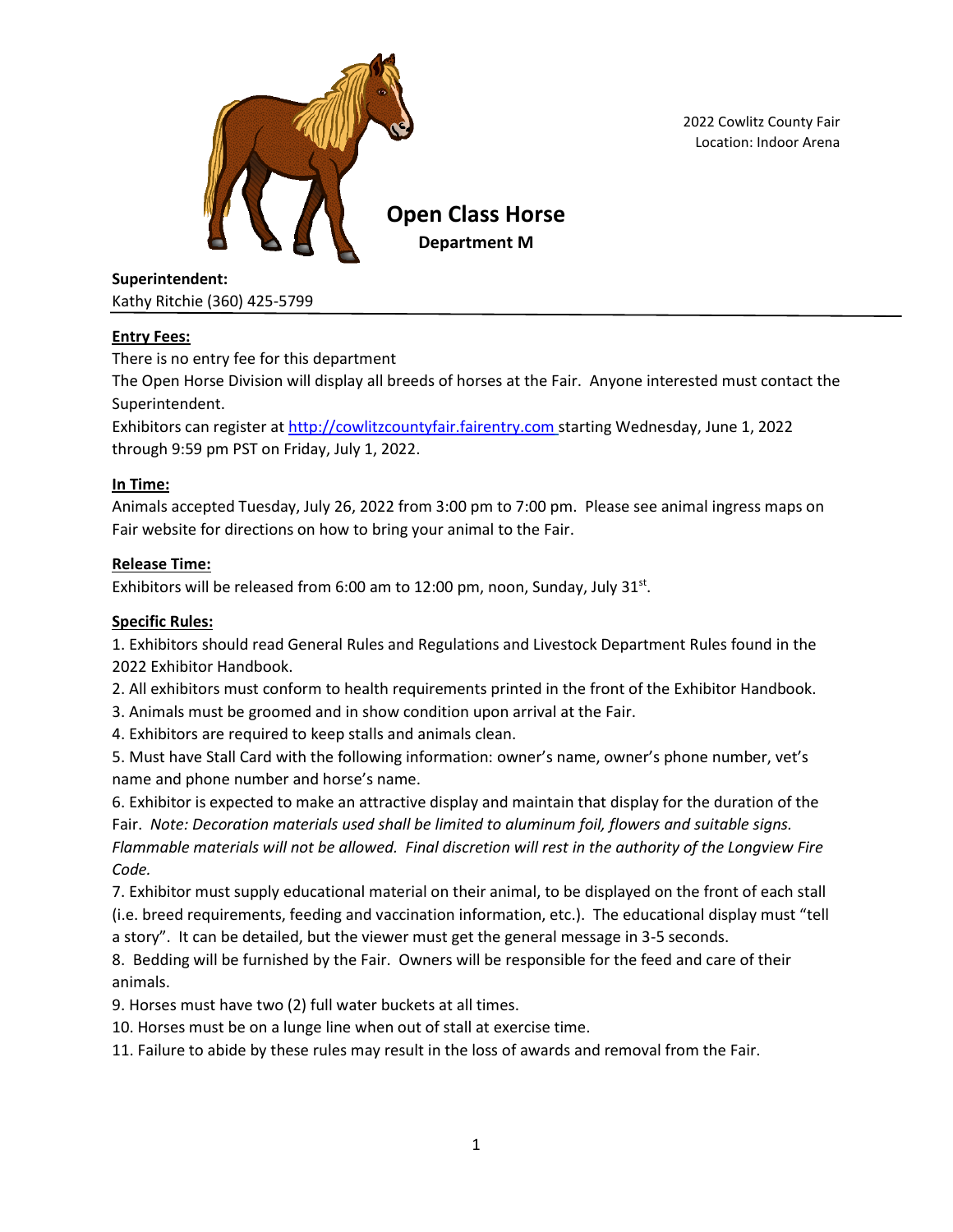2022 Cowlitz County Fair
Location: Indoor Arena

# Open Class Horse

## Department M

**Superintendent:**
Kathy Ritchie (360) 425-5799

---

**Entry Fees:**

There is no entry fee for this department

The Open Horse Division will display all breeds of horses at the Fair. Anyone interested must contact the Superintendent.

Exhibitors can register at http://cowlitzcountyfair.fairentry.com starting Wednesday, June 1, 2022 through 9:59 pm PST on Friday, July 1, 2022.

**In Time:**

Animals accepted Tuesday, July 26, 2022 from 3:00 pm to 7:00 pm. Please see animal ingress maps on Fair website for directions on how to bring your animal to the Fair.

**Release Time:**

Exhibitors will be released from 6:00 am to 12:00 pm, noon, Sunday, July 31st.

**Specific Rules:**

1. Exhibitors should read General Rules and Regulations and Livestock Department Rules found in the 2022 Exhibitor Handbook.
2. All exhibitors must conform to health requirements printed in the front of the Exhibitor Handbook.
3. Animals must be groomed and in show condition upon arrival at the Fair.
4. Exhibitors are required to keep stalls and animals clean.
5. Must have Stall Card with the following information: owner's name, owner's phone number, vet's name and phone number and horse's name.
6. Exhibitor is expected to make an attractive display and maintain that display for the duration of the Fair. *Note: Decoration materials used shall be limited to aluminum foil, flowers and suitable signs. Flammable materials will not be allowed. Final discretion will rest in the authority of the Longview Fire Code.*
7. Exhibitor must supply educational material on their animal, to be displayed on the front of each stall (i.e. breed requirements, feeding and vaccination information, etc.). The educational display must "tell a story". It can be detailed, but the viewer must get the general message in 3-5 seconds.
8. Bedding will be furnished by the Fair. Owners will be responsible for the feed and care of their animals.
9. Horses must have two (2) full water buckets at all times.
10. Horses must be on a lunge line when out of stall at exercise time.
11. Failure to abide by these rules may result in the loss of awards and removal from the Fair.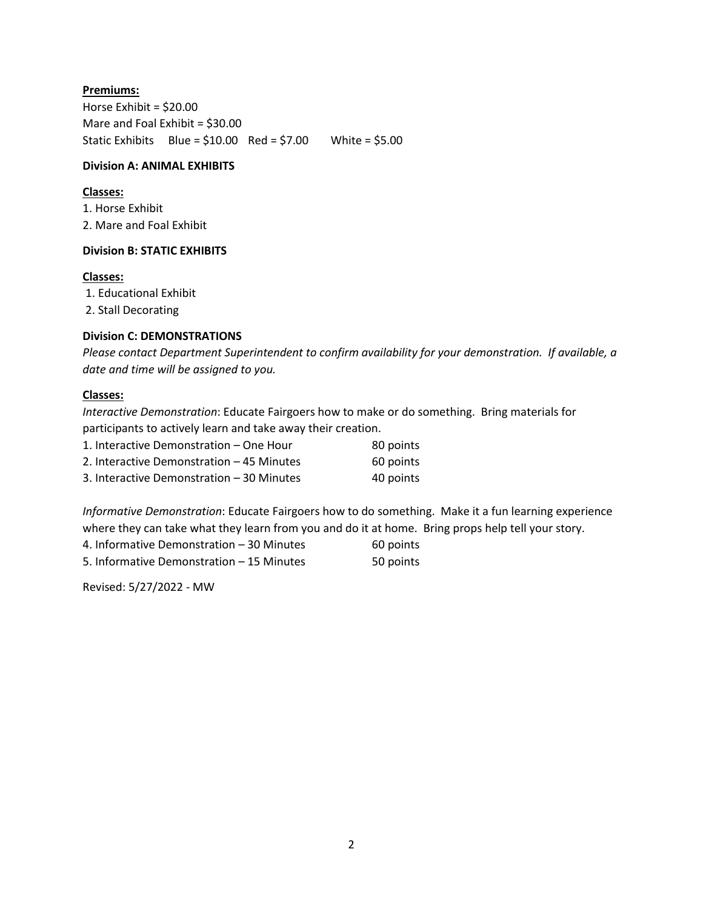**Premiums:**

Horse Exhibit = $20.00
Mare and Foal Exhibit = $30.00
Static Exhibits Blue = $10.00 Red = $7.00 White = $5.00

**Division A: ANIMAL EXHIBITS**

**Classes:**

1. Horse Exhibit
2. Mare and Foal Exhibit

**Division B: STATIC EXHIBITS**

**Classes:**

1. Educational Exhibit
2. Stall Decorating

**Division C: DEMONSTRATIONS**

*Please contact Department Superintendent to confirm availability for your demonstration. If available, a date and time will be assigned to you.*

**Classes:**

*Interactive Demonstration*: Educate Fairgoers how to make or do something. Bring materials for participants to actively learn and take away their creation.

| | |
|---|---|
| 1. Interactive Demonstration – One Hour | 80 points |
| 2. Interactive Demonstration – 45 Minutes | 60 points |
| 3. Interactive Demonstration – 30 Minutes | 40 points |

*Informative Demonstration*: Educate Fairgoers how to do something. Make it a fun learning experience where they can take what they learn from you and do it at home. Bring props help tell your story.

| | |
|---|---|
| 4. Informative Demonstration – 30 Minutes | 60 points |
| 5. Informative Demonstration – 15 Minutes | 50 points |

Revised: 5/27/2022 - MW